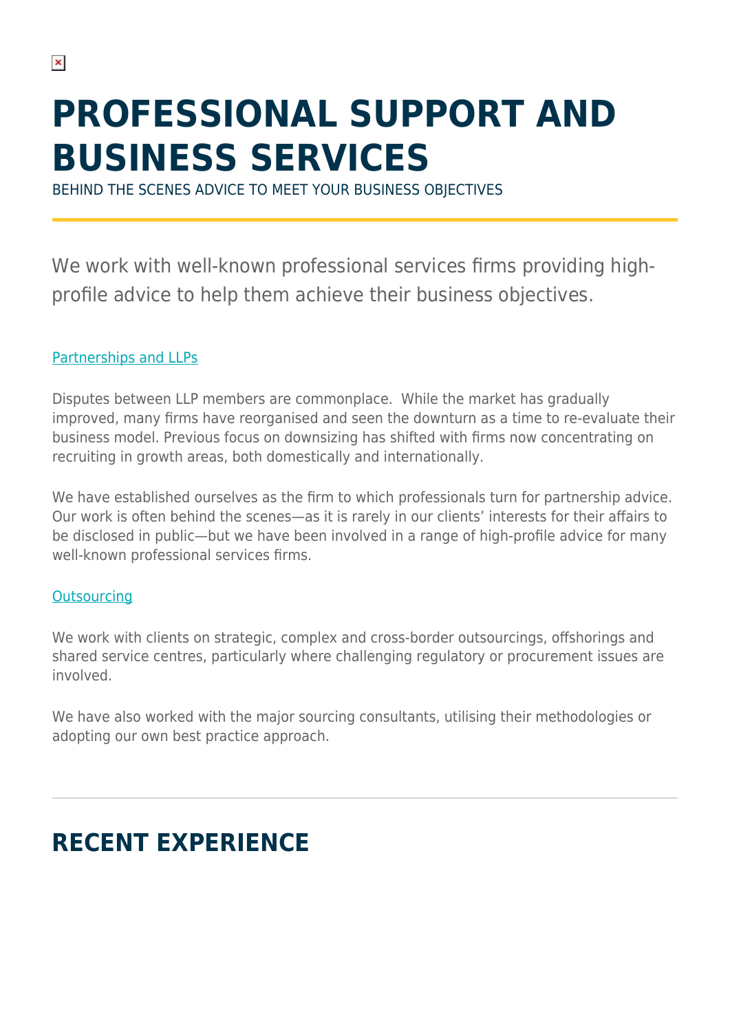# PROFESSIONAL SUPPORT AND BUSINESS SERVICES

BEHIND THE SCENES ADVICE TO MEET YOUR BUSINESS OBJECTIVES

We work with well-known professional services firms providing high-profile advice to help them achieve their business objectives.

[Partnerships and LLPs]

Disputes between LLP members are commonplace. While the market has gradually improved, many firms have reorganised and seen the downturn as a time to re-evaluate their business model. Previous focus on downsizing has shifted with firms now concentrating on recruiting in growth areas, both domestically and internationally.

We have established ourselves as the firm to which professionals turn for partnership advice. Our work is often behind the scenes—as it is rarely in our clients' interests for their affairs to be disclosed in public—but we have been involved in a range of high-profile advice for many well-known professional services firms.

[Outsourcing]

We work with clients on strategic, complex and cross-border outsourcings, offshorings and shared service centres, particularly where challenging regulatory or procurement issues are involved.

We have also worked with the major sourcing consultants, utilising their methodologies or adopting our own best practice approach.

---

## RECENT EXPERIENCE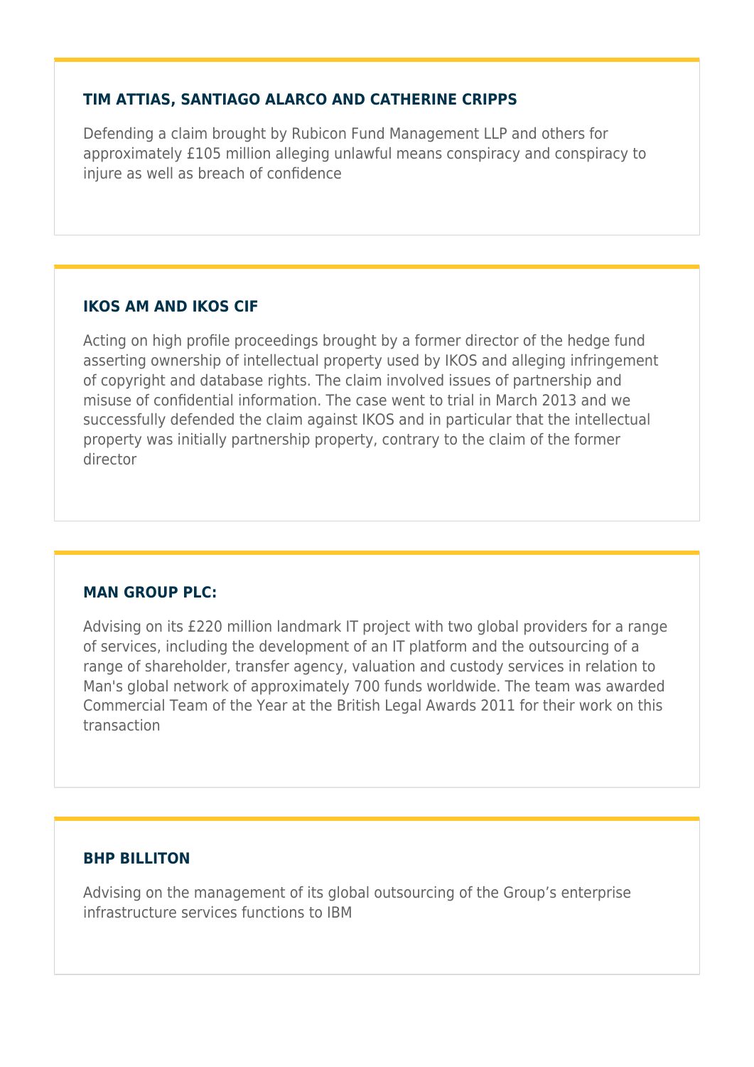### TIM ATTIAS, SANTIAGO ALARCO AND CATHERINE CRIPPS

Defending a claim brought by Rubicon Fund Management LLP and others for approximately £105 million alleging unlawful means conspiracy and conspiracy to injure as well as breach of confidence

### IKOS AM AND IKOS CIF

Acting on high profile proceedings brought by a former director of the hedge fund asserting ownership of intellectual property used by IKOS and alleging infringement of copyright and database rights. The claim involved issues of partnership and misuse of confidential information. The case went to trial in March 2013 and we successfully defended the claim against IKOS and in particular that the intellectual property was initially partnership property, contrary to the claim of the former director

### MAN GROUP PLC:

Advising on its £220 million landmark IT project with two global providers for a range of services, including the development of an IT platform and the outsourcing of a range of shareholder, transfer agency, valuation and custody services in relation to Man's global network of approximately 700 funds worldwide. The team was awarded Commercial Team of the Year at the British Legal Awards 2011 for their work on this transaction

### BHP BILLITON

Advising on the management of its global outsourcing of the Group's enterprise infrastructure services functions to IBM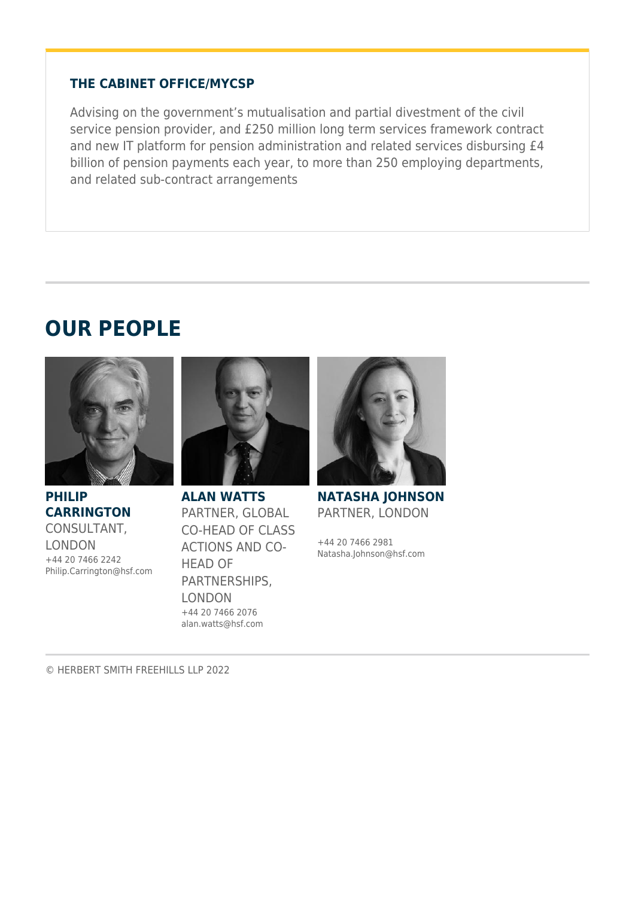### THE CABINET OFFICE/MYCSP

Advising on the government's mutualisation and partial divestment of the civil service pension provider, and £250 million long term services framework contract and new IT platform for pension administration and related services disbursing £4 billion of pension payments each year, to more than 250 employing departments, and related sub-contract arrangements

## OUR PEOPLE

**PHILIP CARRINGTON**
CONSULTANT, LONDON
+44 20 7466 2242
Philip.Carrington@hsf.com

**ALAN WATTS**
PARTNER, GLOBAL CO-HEAD OF CLASS ACTIONS AND CO-HEAD OF PARTNERSHIPS, LONDON
+44 20 7466 2076
alan.watts@hsf.com

**NATASHA JOHNSON**
PARTNER, LONDON
+44 20 7466 2981
Natasha.Johnson@hsf.com

© HERBERT SMITH FREEHILLS LLP 2022